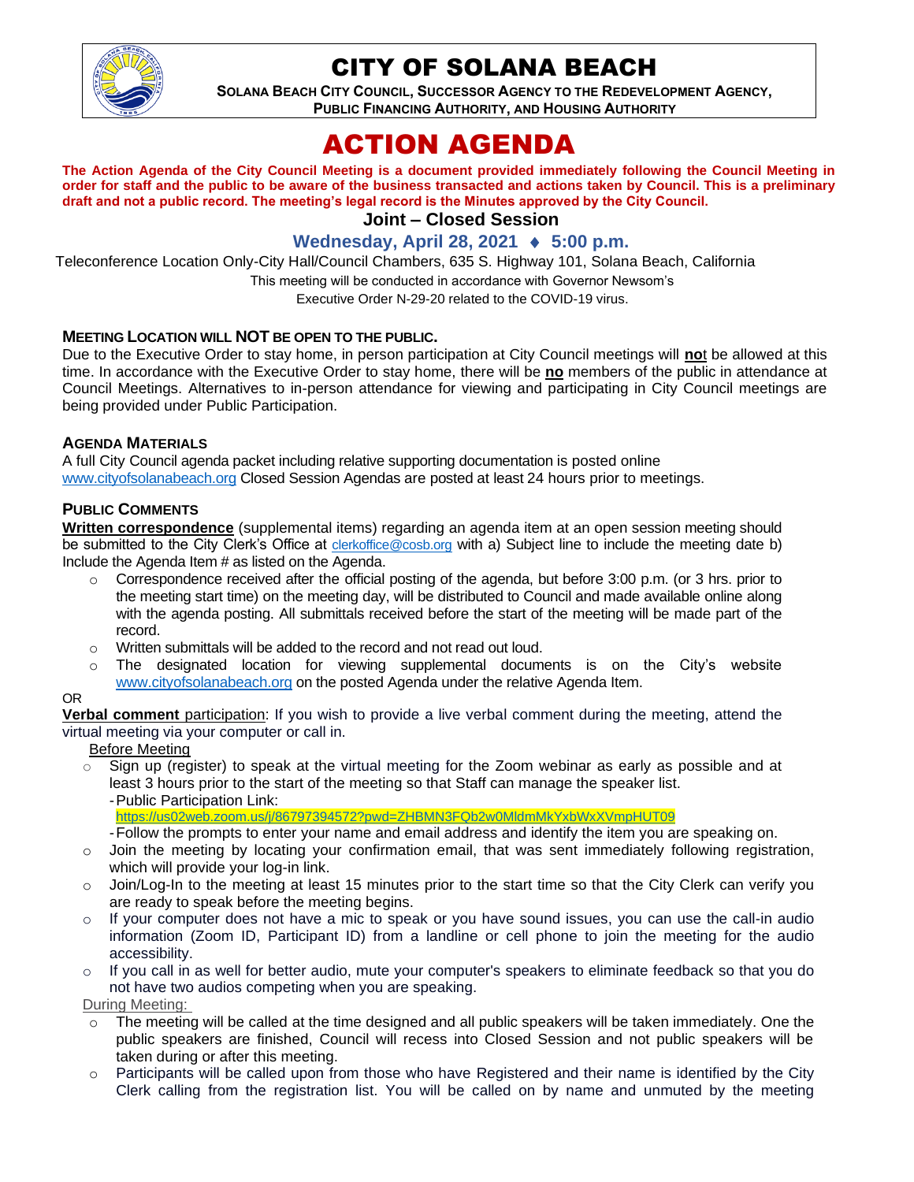# CITY OF SOLANA BEACH

**SOLANA BEACH CITY COUNCIL, SUCCESSOR AGENCY TO THE REDEVELOPMENT AGENCY, PUBLIC FINANCING AUTHORITY, AND HOUSING AUTHORITY**

# ACTION AGENDA

**The Action Agenda of the City Council Meeting is a document provided immediately following the Council Meeting in order for staff and the public to be aware of the business transacted and actions taken by Council. This is a preliminary draft and not a public record. The meeting's legal record is the Minutes approved by the City Council.**

## Joint – Closed Session

### Wednesday, April 28, 2021 ♦ 5:00 p.m.

Teleconference Location Only-City Hall/Council Chambers, 635 S. Highway 101, Solana Beach, California

This meeting will be conducted in accordance with Governor Newsom's Executive Order N-29-20 related to the COVID-19 virus.

**MEETING LOCATION WILL NOT BE OPEN TO THE PUBLIC.**

Due to the Executive Order to stay home, in person participation at City Council meetings will **not** be allowed at this time. In accordance with the Executive Order to stay home, there will be **no** members of the public in attendance at Council Meetings. Alternatives to in-person attendance for viewing and participating in City Council meetings are being provided under Public Participation.

**AGENDA MATERIALS**

A full City Council agenda packet including relative supporting documentation is posted online www.cityofsolanabeach.org Closed Session Agendas are posted at least 24 hours prior to meetings.

**PUBLIC COMMENTS**

**Written correspondence** (supplemental items) regarding an agenda item at an open session meeting should be submitted to the City Clerk's Office at clerkoffice@cosb.org with a) Subject line to include the meeting date b) Include the Agenda Item # as listed on the Agenda.

- Correspondence received after the official posting of the agenda, but before 3:00 p.m. (or 3 hrs. prior to the meeting start time) on the meeting day, will be distributed to Council and made available online along with the agenda posting. All submittals received before the start of the meeting will be made part of the record.
- Written submittals will be added to the record and not read out loud.
- The designated location for viewing supplemental documents is on the City's website www.cityofsolanabeach.org on the posted Agenda under the relative Agenda Item.

OR

**Verbal comment** participation: If you wish to provide a live verbal comment during the meeting, attend the virtual meeting via your computer or call in.

Before Meeting

- Sign up (register) to speak at the virtual meeting for the Zoom webinar as early as possible and at least 3 hours prior to the start of the meeting so that Staff can manage the speaker list.
  - Public Participation Link: https://us02web.zoom.us/j/86797394572?pwd=ZHBMN3FQb2w0MldmMkYxbWxXVmpHUT09
  - Follow the prompts to enter your name and email address and identify the item you are speaking on.
- Join the meeting by locating your confirmation email, that was sent immediately following registration, which will provide your log-in link.
- Join/Log-In to the meeting at least 15 minutes prior to the start time so that the City Clerk can verify you are ready to speak before the meeting begins.
- If your computer does not have a mic to speak or you have sound issues, you can use the call-in audio information (Zoom ID, Participant ID) from a landline or cell phone to join the meeting for the audio accessibility.
- If you call in as well for better audio, mute your computer's speakers to eliminate feedback so that you do not have two audios competing when you are speaking.

During Meeting:

- The meeting will be called at the time designed and all public speakers will be taken immediately. One the public speakers are finished, Council will recess into Closed Session and not public speakers will be taken during or after this meeting.
- Participants will be called upon from those who have Registered and their name is identified by the City Clerk calling from the registration list. You will be called on by name and unmuted by the meeting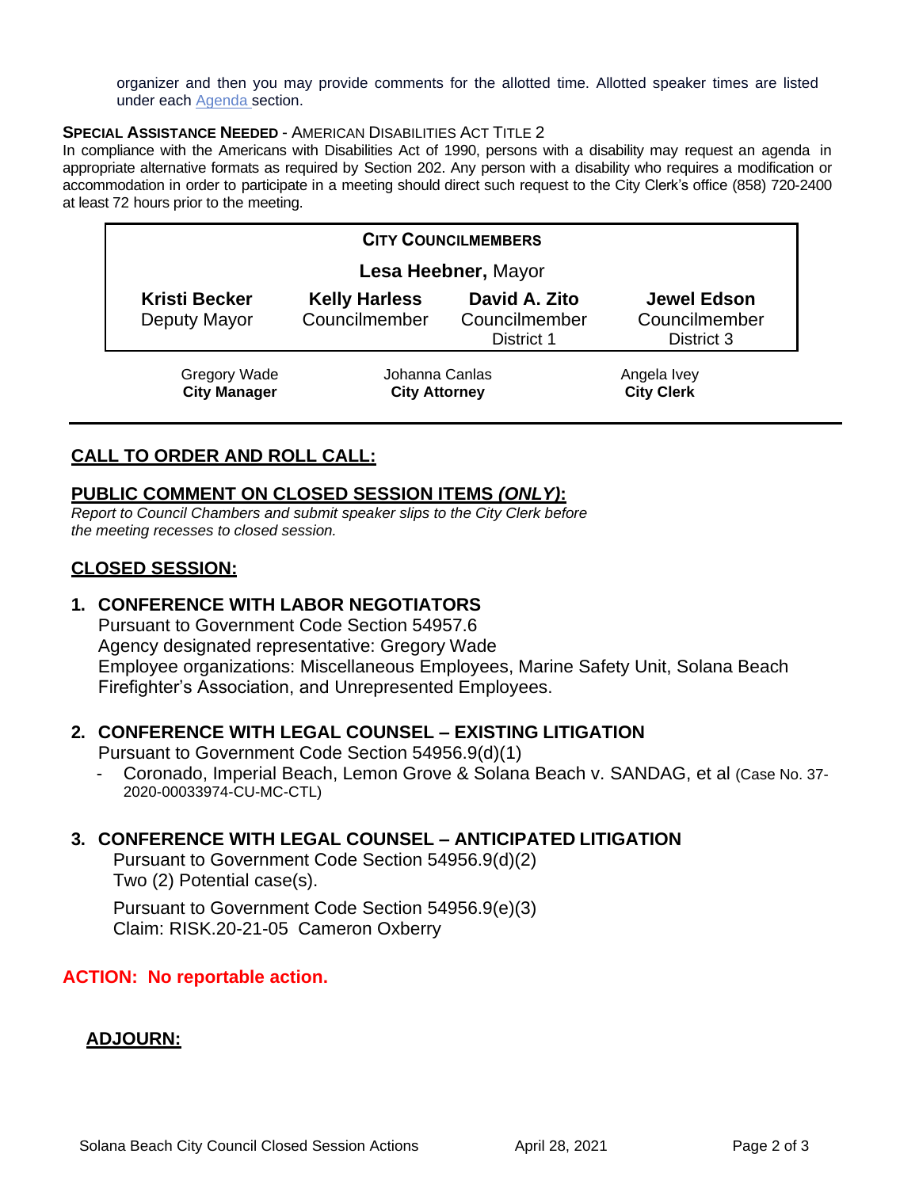organizer and then you may provide comments for the allotted time. Allotted speaker times are listed under each Agenda section.

**SPECIAL ASSISTANCE NEEDED** - AMERICAN DISABILITIES ACT TITLE 2

In compliance with the Americans with Disabilities Act of 1990, persons with a disability may request an agenda in appropriate alternative formats as required by Section 202. Any person with a disability who requires a modification or accommodation in order to participate in a meeting should direct such request to the City Clerk's office (858) 720-2400 at least 72 hours prior to the meeting.

| | | | |
|---|---|---|---|
| **CITY COUNCILMEMBERS** | | | |
| **Lesa Heebner,** Mayor | | | |
| **Kristi Becker** Deputy Mayor | **Kelly Harless** Councilmember | **David A. Zito** Councilmember District 1 | **Jewel Edson** Councilmember District 3 |

| | | |
|---|---|---|
| Gregory Wade **City Manager** | Johanna Canlas **City Attorney** | Angela Ivey **City Clerk** |

## CALL TO ORDER AND ROLL CALL:

## PUBLIC COMMENT ON CLOSED SESSION ITEMS *(ONLY)*:

*Report to Council Chambers and submit speaker slips to the City Clerk before the meeting recesses to closed session.*

## CLOSED SESSION:

### 1. CONFERENCE WITH LABOR NEGOTIATORS

Pursuant to Government Code Section 54957.6
Agency designated representative: Gregory Wade
Employee organizations: Miscellaneous Employees, Marine Safety Unit, Solana Beach Firefighter's Association, and Unrepresented Employees.

### 2. CONFERENCE WITH LEGAL COUNSEL – EXISTING LITIGATION

Pursuant to Government Code Section 54956.9(d)(1)

- Coronado, Imperial Beach, Lemon Grove & Solana Beach v. SANDAG, et al (Case No. 37-2020-00033974-CU-MC-CTL)

### 3. CONFERENCE WITH LEGAL COUNSEL – ANTICIPATED LITIGATION

Pursuant to Government Code Section 54956.9(d)(2)
Two (2) Potential case(s).

Pursuant to Government Code Section 54956.9(e)(3)
Claim: RISK.20-21-05 Cameron Oxberry

**ACTION: No reportable action.**

## ADJOURN: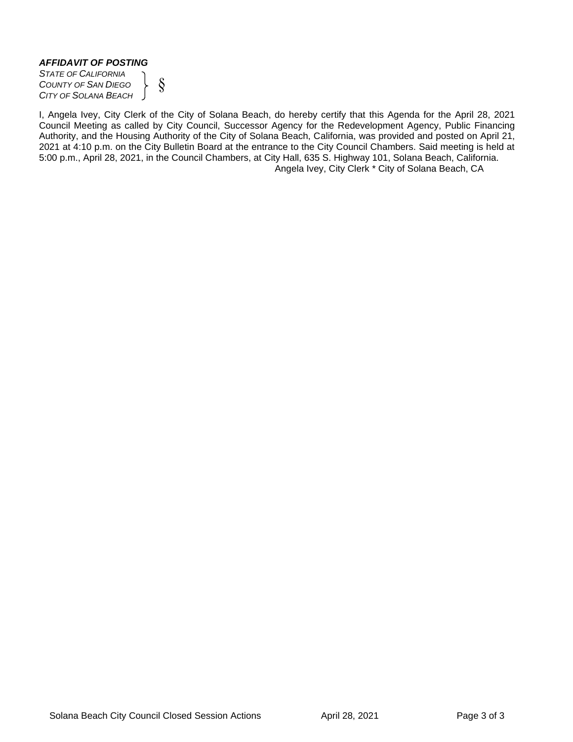***AFFIDAVIT OF POSTING***

*STATE OF CALIFORNIA*
*COUNTY OF SAN DIEGO* } §
*CITY OF SOLANA BEACH*

I, Angela Ivey, City Clerk of the City of Solana Beach, do hereby certify that this Agenda for the April 28, 2021 Council Meeting as called by City Council, Successor Agency for the Redevelopment Agency, Public Financing Authority, and the Housing Authority of the City of Solana Beach, California, was provided and posted on April 21, 2021 at 4:10 p.m. on the City Bulletin Board at the entrance to the City Council Chambers. Said meeting is held at 5:00 p.m., April 28, 2021, in the Council Chambers, at City Hall, 635 S. Highway 101, Solana Beach, California.

Angela Ivey, City Clerk * City of Solana Beach, CA